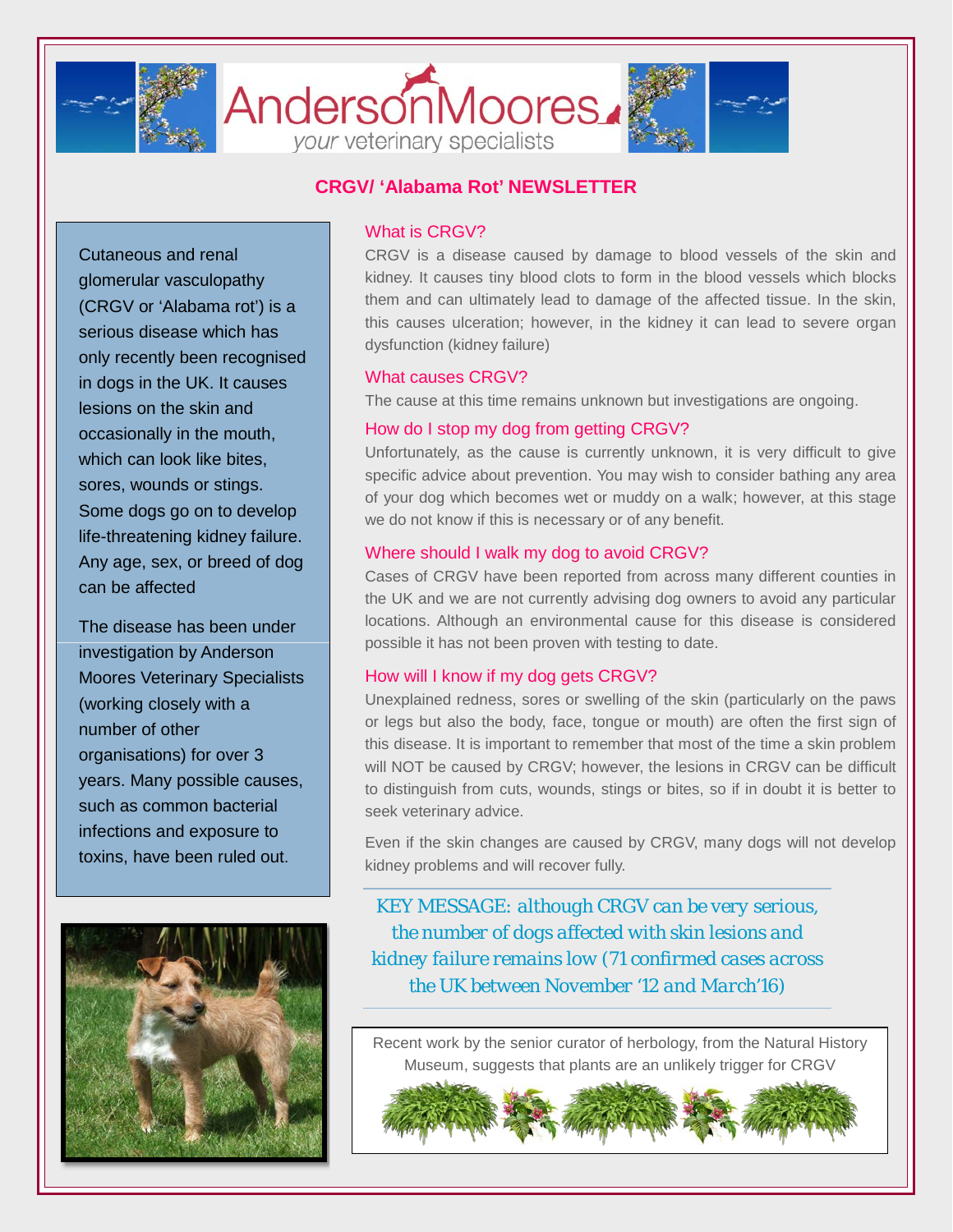AndersonMoores

*your* veterinary specialists

# CRGV/ 'Alabama Rot' NEWSLETTER

Cutaneous and renal glomerular vasculopathy (CRGV or 'Alabama rot') is a serious disease which has only recently been recognised in dogs in the UK. It causes lesions on the skin and occasionally in the mouth, which can look like bites, sores, wounds or stings. Some dogs go on to develop life-threatening kidney failure. Any age, sex, or breed of dog can be affected

The disease has been under investigation by Anderson Moores Veterinary Specialists (working closely with a number of other organisations) for over 3 years. Many possible causes, such as common bacterial infections and exposure to toxins, have been ruled out.

## What is CRGV?

CRGV is a disease caused by damage to blood vessels of the skin and kidney. It causes tiny blood clots to form in the blood vessels which blocks them and can ultimately lead to damage of the affected tissue. In the skin, this causes ulceration; however, in the kidney it can lead to severe organ dysfunction (kidney failure)

## What causes CRGV?

The cause at this time remains unknown but investigations are ongoing.

## How do I stop my dog from getting CRGV?

Unfortunately, as the cause is currently unknown, it is very difficult to give specific advice about prevention. You may wish to consider bathing any area of your dog which becomes wet or muddy on a walk; however, at this stage we do not know if this is necessary or of any benefit.

## Where should I walk my dog to avoid CRGV?

Cases of CRGV have been reported from across many different counties in the UK and we are not currently advising dog owners to avoid any particular locations. Although an environmental cause for this disease is considered possible it has not been proven with testing to date.

## How will I know if my dog gets CRGV?

Unexplained redness, sores or swelling of the skin (particularly on the paws or legs but also the body, face, tongue or mouth) are often the first sign of this disease. It is important to remember that most of the time a skin problem will NOT be caused by CRGV; however, the lesions in CRGV can be difficult to distinguish from cuts, wounds, stings or bites, so if in doubt it is better to seek veterinary advice.

Even if the skin changes are caused by CRGV, many dogs will not develop kidney problems and will recover fully.

*KEY MESSAGE: although CRGV can be very serious, the number of dogs affected with skin lesions and kidney failure remains low (71 confirmed cases across the UK between November '12 and March'16)*

Recent work by the senior curator of herbology, from the Natural History Museum, suggests that plants are an unlikely trigger for CRGV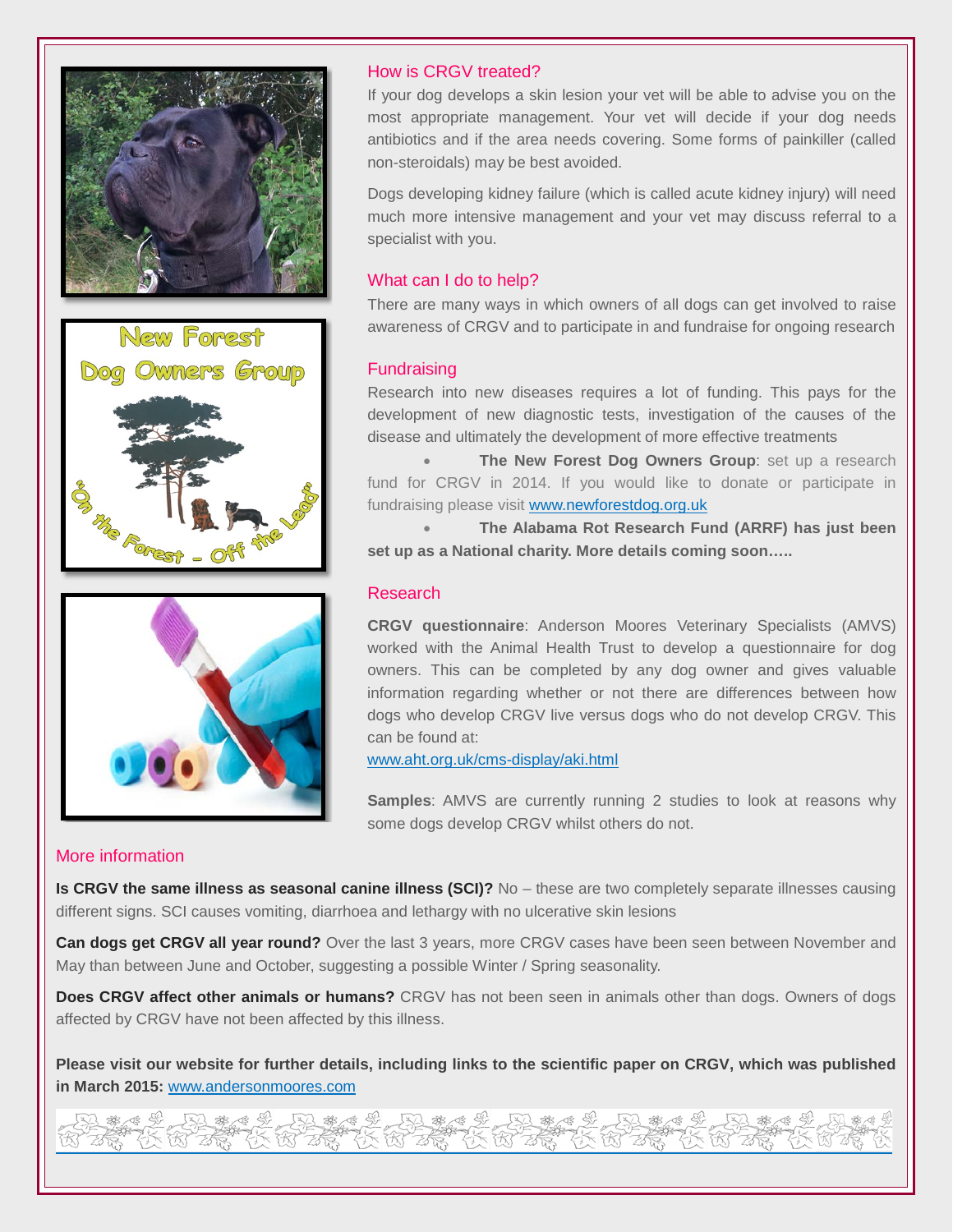## How is CRGV treated?

If your dog develops a skin lesion your vet will be able to advise you on the most appropriate management. Your vet will decide if your dog needs antibiotics and if the area needs covering. Some forms of painkiller (called non-steroidals) may be best avoided.

Dogs developing kidney failure (which is called acute kidney injury) will need much more intensive management and your vet may discuss referral to a specialist with you.

## What can I do to help?

There are many ways in which owners of all dogs can get involved to raise awareness of CRGV and to participate in and fundraise for ongoing research

## Fundraising

Research into new diseases requires a lot of funding. This pays for the development of new diagnostic tests, investigation of the causes of the disease and ultimately the development of more effective treatments

- **The New Forest Dog Owners Group**: set up a research fund for CRGV in 2014. If you would like to donate or participate in fundraising please visit www.newforestdog.org.uk
- **The Alabama Rot Research Fund (ARRF) has just been set up as a National charity. More details coming soon…..**

## Research

**CRGV questionnaire**: Anderson Moores Veterinary Specialists (AMVS) worked with the Animal Health Trust to develop a questionnaire for dog owners. This can be completed by any dog owner and gives valuable information regarding whether or not there are differences between how dogs who develop CRGV live versus dogs who do not develop CRGV. This can be found at:
www.aht.org.uk/cms-display/aki.html

**Samples**: AMVS are currently running 2 studies to look at reasons why some dogs develop CRGV whilst others do not.

## More information

**Is CRGV the same illness as seasonal canine illness (SCI)?** No – these are two completely separate illnesses causing different signs. SCI causes vomiting, diarrhoea and lethargy with no ulcerative skin lesions

**Can dogs get CRGV all year round?** Over the last 3 years, more CRGV cases have been seen between November and May than between June and October, suggesting a possible Winter / Spring seasonality.

**Does CRGV affect other animals or humans?** CRGV has not been seen in animals other than dogs. Owners of dogs affected by CRGV have not been affected by this illness.

**Please visit our website for further details, including links to the scientific paper on CRGV, which was published in March 2015:** www.andersonmoores.com